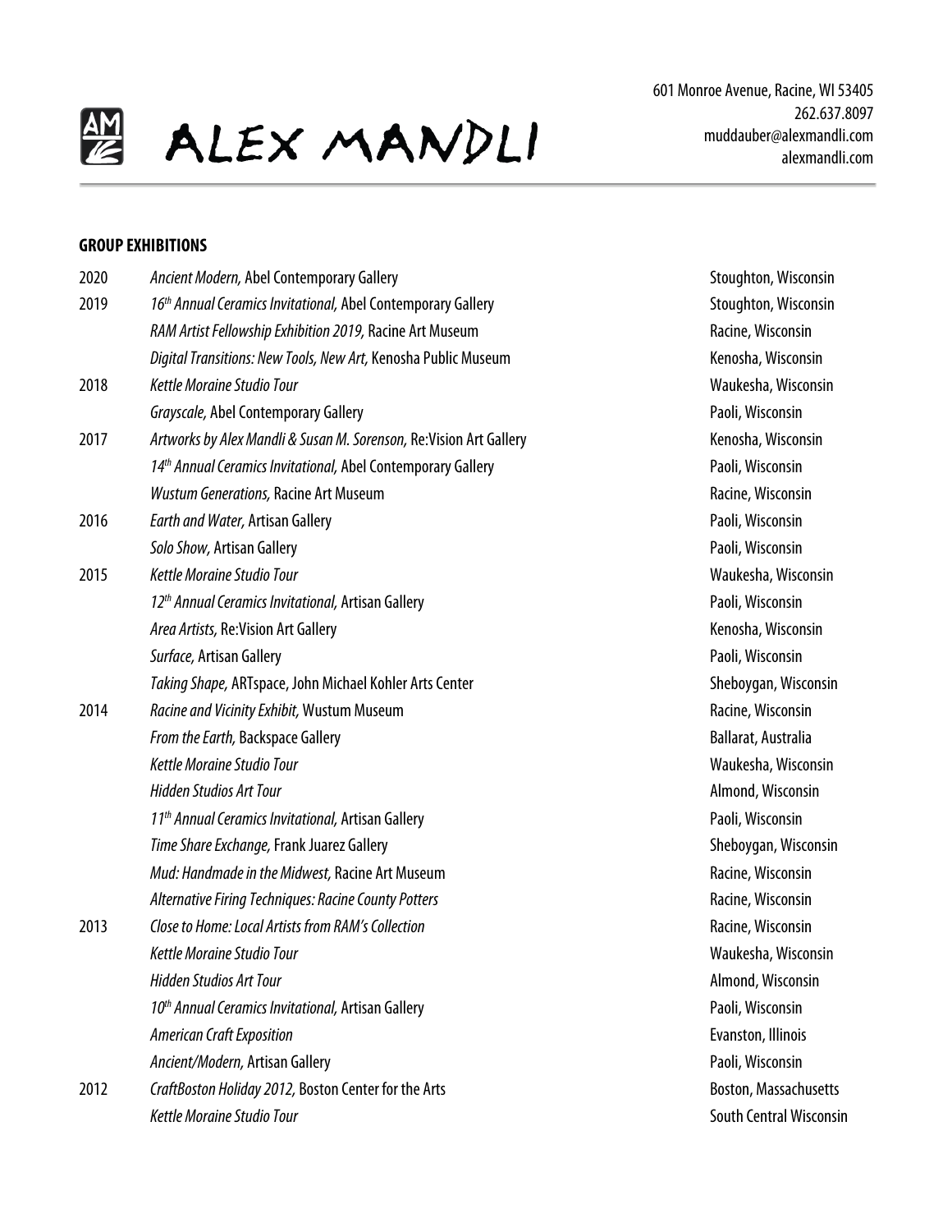# ALEX MANDLI

601 Monroe Avenue, Racine, WI 53405
262.637.8097
muddauber@alexmandli.com
alexmandli.com

---

## GROUP EXHIBITIONS

| | | |
|---|---|---|
| 2020 | *Ancient Modern,* Abel Contemporary Gallery | Stoughton, Wisconsin |
| 2019 | *16th Annual Ceramics Invitational,* Abel Contemporary Gallery | Stoughton, Wisconsin |
| | *RAM Artist Fellowship Exhibition 2019,* Racine Art Museum | Racine, Wisconsin |
| | *Digital Transitions: New Tools, New Art,* Kenosha Public Museum | Kenosha, Wisconsin |
| 2018 | *Kettle Moraine Studio Tour* | Waukesha, Wisconsin |
| | *Grayscale,* Abel Contemporary Gallery | Paoli, Wisconsin |
| 2017 | *Artworks by Alex Mandli & Susan M. Sorenson,* Re:Vision Art Gallery | Kenosha, Wisconsin |
| | *14th Annual Ceramics Invitational,* Abel Contemporary Gallery | Paoli, Wisconsin |
| | *Wustum Generations,* Racine Art Museum | Racine, Wisconsin |
| 2016 | *Earth and Water,* Artisan Gallery | Paoli, Wisconsin |
| | *Solo Show,* Artisan Gallery | Paoli, Wisconsin |
| 2015 | *Kettle Moraine Studio Tour* | Waukesha, Wisconsin |
| | *12th Annual Ceramics Invitational,* Artisan Gallery | Paoli, Wisconsin |
| | *Area Artists,* Re:Vision Art Gallery | Kenosha, Wisconsin |
| | *Surface,* Artisan Gallery | Paoli, Wisconsin |
| | *Taking Shape,* ARTspace, John Michael Kohler Arts Center | Sheboygan, Wisconsin |
| 2014 | *Racine and Vicinity Exhibit,* Wustum Museum | Racine, Wisconsin |
| | *From the Earth,* Backspace Gallery | Ballarat, Australia |
| | *Kettle Moraine Studio Tour* | Waukesha, Wisconsin |
| | *Hidden Studios Art Tour* | Almond, Wisconsin |
| | *11th Annual Ceramics Invitational,* Artisan Gallery | Paoli, Wisconsin |
| | *Time Share Exchange,* Frank Juarez Gallery | Sheboygan, Wisconsin |
| | *Mud: Handmade in the Midwest,* Racine Art Museum | Racine, Wisconsin |
| | *Alternative Firing Techniques: Racine County Potters* | Racine, Wisconsin |
| 2013 | *Close to Home: Local Artists from RAM's Collection* | Racine, Wisconsin |
| | *Kettle Moraine Studio Tour* | Waukesha, Wisconsin |
| | *Hidden Studios Art Tour* | Almond, Wisconsin |
| | *10th Annual Ceramics Invitational,* Artisan Gallery | Paoli, Wisconsin |
| | *American Craft Exposition* | Evanston, Illinois |
| | *Ancient/Modern,* Artisan Gallery | Paoli, Wisconsin |
| 2012 | *CraftBoston Holiday 2012,* Boston Center for the Arts | Boston, Massachusetts |
| | *Kettle Moraine Studio Tour* | South Central Wisconsin |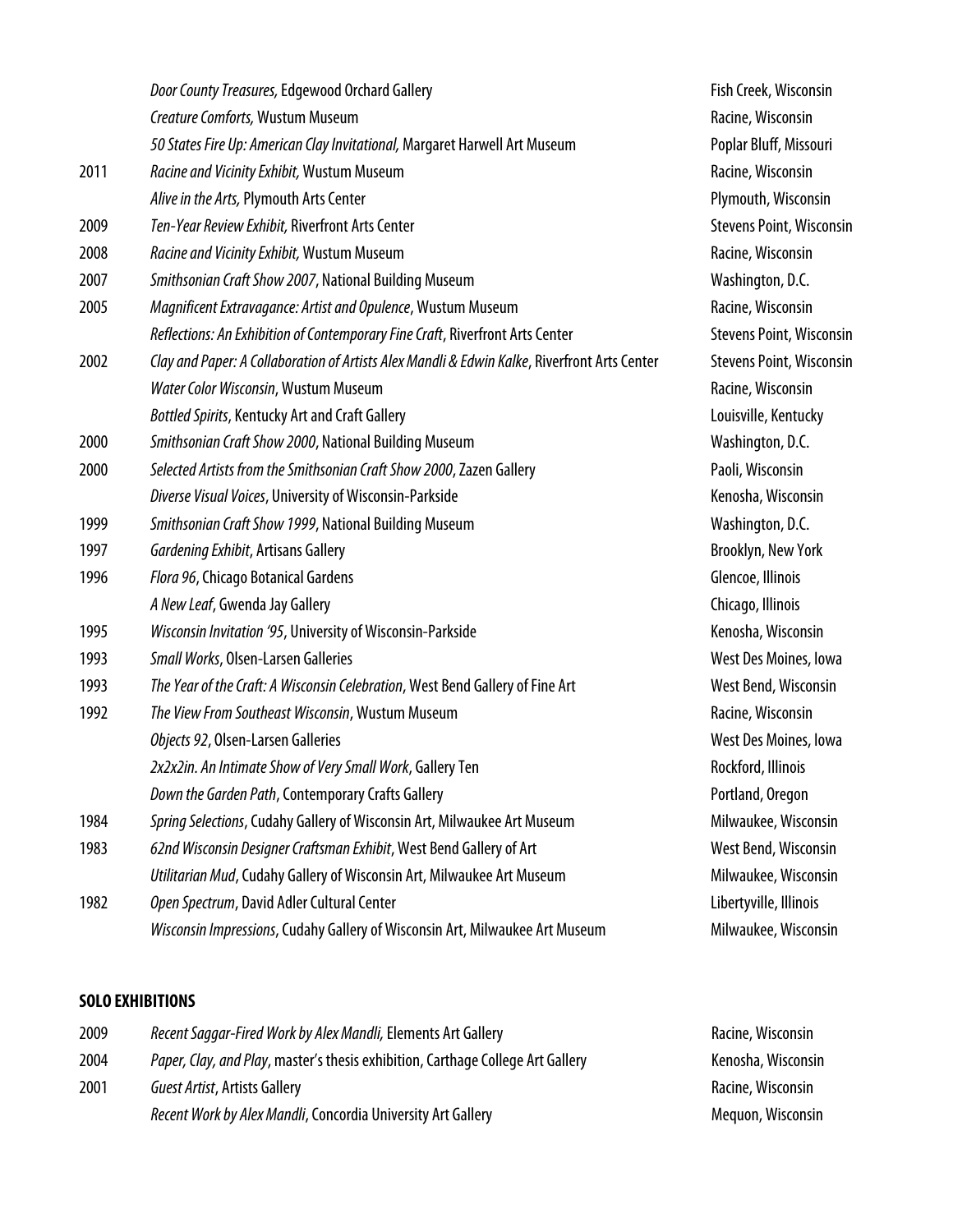| | | |
|---|---|---|
| | *Door County Treasures,* Edgewood Orchard Gallery | Fish Creek, Wisconsin |
| | *Creature Comforts,* Wustum Museum | Racine, Wisconsin |
| | *50 States Fire Up: American Clay Invitational,* Margaret Harwell Art Museum | Poplar Bluff, Missouri |
| 2011 | *Racine and Vicinity Exhibit,* Wustum Museum | Racine, Wisconsin |
| | *Alive in the Arts,* Plymouth Arts Center | Plymouth, Wisconsin |
| 2009 | *Ten-Year Review Exhibit,* Riverfront Arts Center | Stevens Point, Wisconsin |
| 2008 | *Racine and Vicinity Exhibit,* Wustum Museum | Racine, Wisconsin |
| 2007 | *Smithsonian Craft Show 2007*, National Building Museum | Washington, D.C. |
| 2005 | *Magnificent Extravagance: Artist and Opulence*, Wustum Museum | Racine, Wisconsin |
| | *Reflections: An Exhibition of Contemporary Fine Craft*, Riverfront Arts Center | Stevens Point, Wisconsin |
| 2002 | *Clay and Paper: A Collaboration of Artists Alex Mandli & Edwin Kalke*, Riverfront Arts Center | Stevens Point, Wisconsin |
| | *Water Color Wisconsin*, Wustum Museum | Racine, Wisconsin |
| | *Bottled Spirits*, Kentucky Art and Craft Gallery | Louisville, Kentucky |
| 2000 | *Smithsonian Craft Show 2000*, National Building Museum | Washington, D.C. |
| 2000 | *Selected Artists from the Smithsonian Craft Show 2000*, Zazen Gallery | Paoli, Wisconsin |
| | *Diverse Visual Voices*, University of Wisconsin-Parkside | Kenosha, Wisconsin |
| 1999 | *Smithsonian Craft Show 1999*, National Building Museum | Washington, D.C. |
| 1997 | *Gardening Exhibit*, Artisans Gallery | Brooklyn, New York |
| 1996 | *Flora 96*, Chicago Botanical Gardens | Glencoe, Illinois |
| | *A New Leaf*, Gwenda Jay Gallery | Chicago, Illinois |
| 1995 | *Wisconsin Invitation '95*, University of Wisconsin-Parkside | Kenosha, Wisconsin |
| 1993 | *Small Works*, Olsen-Larsen Galleries | West Des Moines, Iowa |
| 1993 | *The Year of the Craft: A Wisconsin Celebration*, West Bend Gallery of Fine Art | West Bend, Wisconsin |
| 1992 | *The View From Southeast Wisconsin*, Wustum Museum | Racine, Wisconsin |
| | *Objects 92*, Olsen-Larsen Galleries | West Des Moines, Iowa |
| | *2x2x2in. An Intimate Show of Very Small Work*, Gallery Ten | Rockford, Illinois |
| | *Down the Garden Path*, Contemporary Crafts Gallery | Portland, Oregon |
| 1984 | *Spring Selections*, Cudahy Gallery of Wisconsin Art, Milwaukee Art Museum | Milwaukee, Wisconsin |
| 1983 | *62nd Wisconsin Designer Craftsman Exhibit*, West Bend Gallery of Art | West Bend, Wisconsin |
| | *Utilitarian Mud*, Cudahy Gallery of Wisconsin Art, Milwaukee Art Museum | Milwaukee, Wisconsin |
| 1982 | *Open Spectrum*, David Adler Cultural Center | Libertyville, Illinois |
| | *Wisconsin Impressions*, Cudahy Gallery of Wisconsin Art, Milwaukee Art Museum | Milwaukee, Wisconsin |

**SOLO EXHIBITIONS**

| | | |
|---|---|---|
| 2009 | *Recent Saggar-Fired Work by Alex Mandli,* Elements Art Gallery | Racine, Wisconsin |
| 2004 | *Paper, Clay, and Play*, master's thesis exhibition, Carthage College Art Gallery | Kenosha, Wisconsin |
| 2001 | *Guest Artist*, Artists Gallery | Racine, Wisconsin |
| | *Recent Work by Alex Mandli*, Concordia University Art Gallery | Mequon, Wisconsin |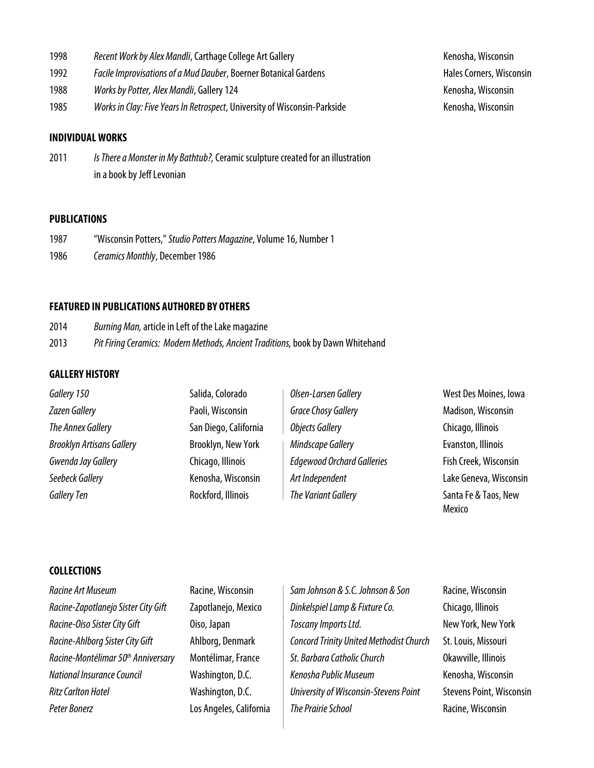| | | |
|---|---|---|
| 1998 | *Recent Work by Alex Mandli*, Carthage College Art Gallery | Kenosha, Wisconsin |
| 1992 | *Facile Improvisations of a Mud Dauber*, Boerner Botanical Gardens | Hales Corners, Wisconsin |
| 1988 | *Works by Potter, Alex Mandli*, Gallery 124 | Kenosha, Wisconsin |
| 1985 | *Works in Clay: Five Years In Retrospect*, University of Wisconsin-Parkside | Kenosha, Wisconsin |

**INDIVIDUAL WORKS**

2011 *Is There a Monster in My Bathtub?,* Ceramic sculpture created for an illustration in a book by Jeff Levonian

**PUBLICATIONS**

1987 "Wisconsin Potters," *Studio Potters Magazine*, Volume 16, Number 1

1986 *Ceramics Monthly*, December 1986

**FEATURED IN PUBLICATIONS AUTHORED BY OTHERS**

2014 *Burning Man,* article in Left of the Lake magazine

2013 *Pit Firing Ceramics: Modern Methods, Ancient Traditions,* book by Dawn Whitehand

**GALLERY HISTORY**

| | | | |
|---|---|---|---|
| *Gallery 150* | Salida, Colorado | *Olsen-Larsen Gallery* | West Des Moines, Iowa |
| *Zazen Gallery* | Paoli, Wisconsin | *Grace Chosy Gallery* | Madison, Wisconsin |
| *The Annex Gallery* | San Diego, California | *Objects Gallery* | Chicago, Illinois |
| *Brooklyn Artisans Gallery* | Brooklyn, New York | *Mindscape Gallery* | Evanston, Illinois |
| *Gwenda Jay Gallery* | Chicago, Illinois | *Edgewood Orchard Galleries* | Fish Creek, Wisconsin |
| *Seebeck Gallery* | Kenosha, Wisconsin | *Art Independent* | Lake Geneva, Wisconsin |
| *Gallery Ten* | Rockford, Illinois | *The Variant Gallery* | Santa Fe & Taos, New Mexico |

**COLLECTIONS**

| | | | |
|---|---|---|---|
| *Racine Art Museum* | Racine, Wisconsin | *Sam Johnson & S.C. Johnson & Son* | Racine, Wisconsin |
| *Racine-Zapotlanejo Sister City Gift* | Zapotlanejo, Mexico | *Dinkelspiel Lamp & Fixture Co.* | Chicago, Illinois |
| *Racine-Oiso Sister City Gift* | Oiso, Japan | *Toscany Imports Ltd.* | New York, New York |
| *Racine-Ahlborg Sister City Gift* | Ahlborg, Denmark | *Concord Trinity United Methodist Church* | St. Louis, Missouri |
| *Racine-Montélimar 50th Anniversary* | Montélimar, France | *St. Barbara Catholic Church* | Okawville, Illinois |
| *National Insurance Council* | Washington, D.C. | *Kenosha Public Museum* | Kenosha, Wisconsin |
| *Ritz Carlton Hotel* | Washington, D.C. | *University of Wisconsin-Stevens Point* | Stevens Point, Wisconsin |
| *Peter Bonerz* | Los Angeles, California | *The Prairie School* | Racine, Wisconsin |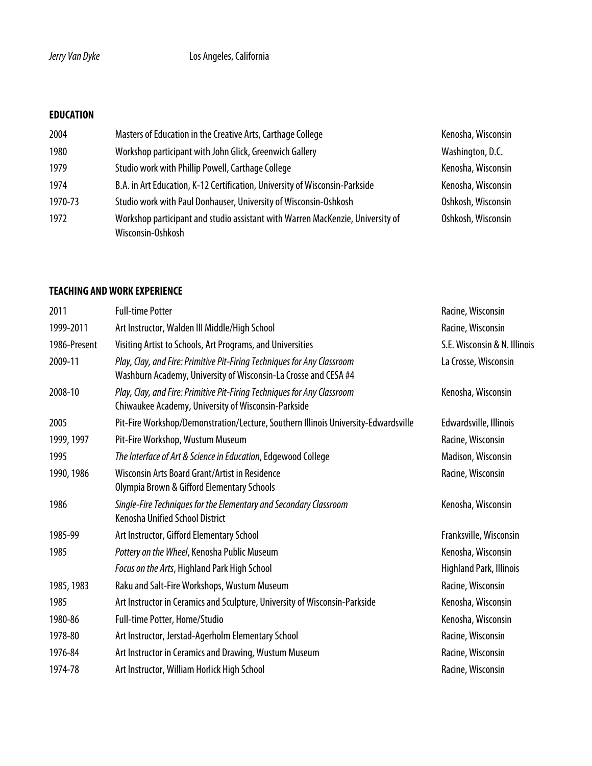*Jerry Van Dyke* Los Angeles, California

## EDUCATION

| | | |
|---|---|---|
| 2004 | Masters of Education in the Creative Arts, Carthage College | Kenosha, Wisconsin |
| 1980 | Workshop participant with John Glick, Greenwich Gallery | Washington, D.C. |
| 1979 | Studio work with Phillip Powell, Carthage College | Kenosha, Wisconsin |
| 1974 | B.A. in Art Education, K-12 Certification, University of Wisconsin-Parkside | Kenosha, Wisconsin |
| 1970-73 | Studio work with Paul Donhauser, University of Wisconsin-Oshkosh | Oshkosh, Wisconsin |
| 1972 | Workshop participant and studio assistant with Warren MacKenzie, University of Wisconsin-Oshkosh | Oshkosh, Wisconsin |

## TEACHING AND WORK EXPERIENCE

| | | |
|---|---|---|
| 2011 | Full-time Potter | Racine, Wisconsin |
| 1999-2011 | Art Instructor, Walden III Middle/High School | Racine, Wisconsin |
| 1986-Present | Visiting Artist to Schools, Art Programs, and Universities | S.E. Wisconsin & N. Illinois |
| 2009-11 | *Play, Clay, and Fire: Primitive Pit-Firing Techniques for Any Classroom* Washburn Academy, University of Wisconsin-La Crosse and CESA #4 | La Crosse, Wisconsin |
| 2008-10 | *Play, Clay, and Fire: Primitive Pit-Firing Techniques for Any Classroom* Chiwaukee Academy, University of Wisconsin-Parkside | Kenosha, Wisconsin |
| 2005 | Pit-Fire Workshop/Demonstration/Lecture, Southern Illinois University-Edwardsville | Edwardsville, Illinois |
| 1999, 1997 | Pit-Fire Workshop, Wustum Museum | Racine, Wisconsin |
| 1995 | *The Interface of Art & Science in Education*, Edgewood College | Madison, Wisconsin |
| 1990, 1986 | Wisconsin Arts Board Grant/Artist in Residence Olympia Brown & Gifford Elementary Schools | Racine, Wisconsin |
| 1986 | *Single-Fire Techniques for the Elementary and Secondary Classroom* Kenosha Unified School District | Kenosha, Wisconsin |
| 1985-99 | Art Instructor, Gifford Elementary School | Franksville, Wisconsin |
| 1985 | *Pottery on the Wheel*, Kenosha Public Museum | Kenosha, Wisconsin |
| | *Focus on the Arts*, Highland Park High School | Highland Park, Illinois |
| 1985, 1983 | Raku and Salt-Fire Workshops, Wustum Museum | Racine, Wisconsin |
| 1985 | Art Instructor in Ceramics and Sculpture, University of Wisconsin-Parkside | Kenosha, Wisconsin |
| 1980-86 | Full-time Potter, Home/Studio | Kenosha, Wisconsin |
| 1978-80 | Art Instructor, Jerstad-Agerholm Elementary School | Racine, Wisconsin |
| 1976-84 | Art Instructor in Ceramics and Drawing, Wustum Museum | Racine, Wisconsin |
| 1974-78 | Art Instructor, William Horlick High School | Racine, Wisconsin |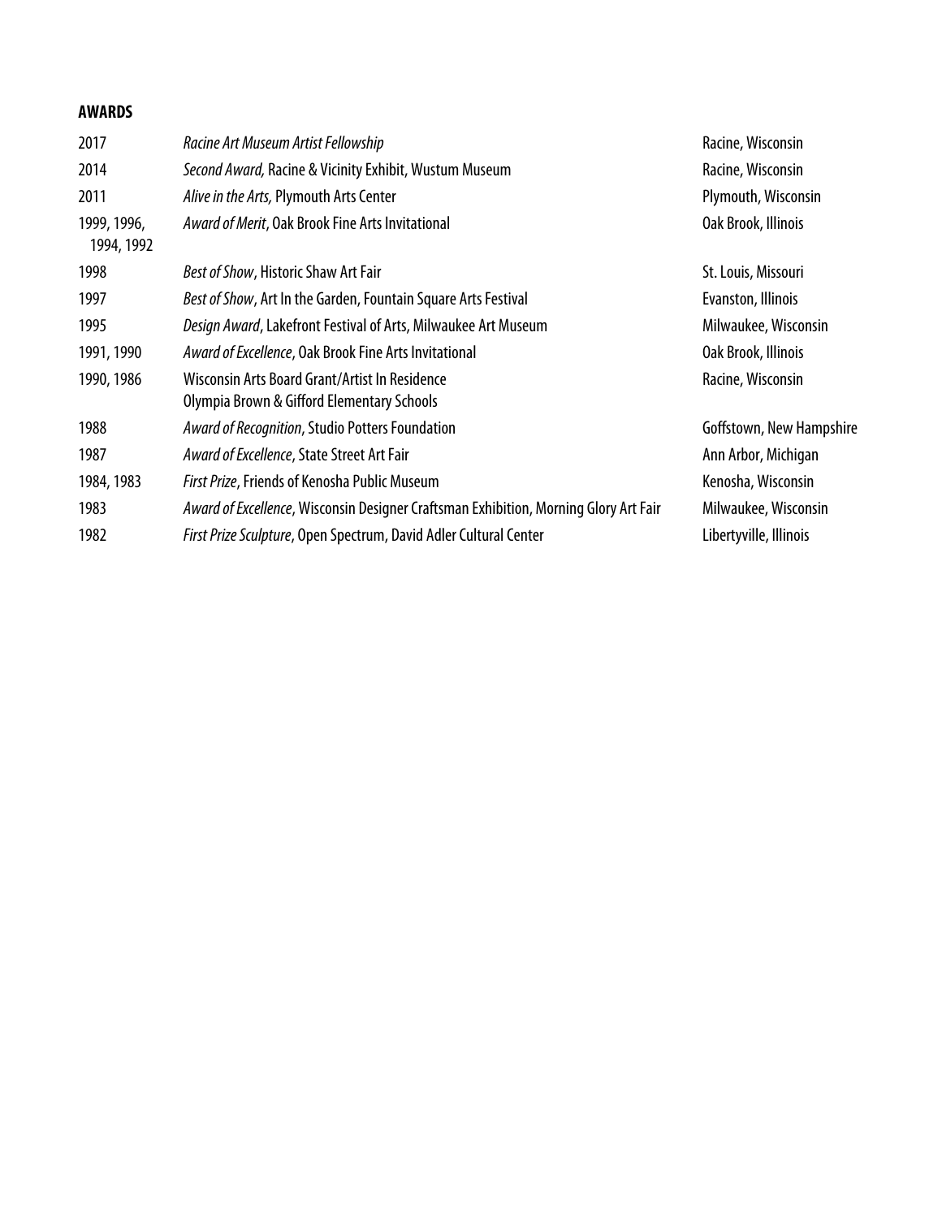**AWARDS**

| | | |
|---|---|---|
| 2017 | *Racine Art Museum Artist Fellowship* | Racine, Wisconsin |
| 2014 | *Second Award,* Racine & Vicinity Exhibit, Wustum Museum | Racine, Wisconsin |
| 2011 | *Alive in the Arts,* Plymouth Arts Center | Plymouth, Wisconsin |
| 1999, 1996, 1994, 1992 | *Award of Merit*, Oak Brook Fine Arts Invitational | Oak Brook, Illinois |
| 1998 | *Best of Show*, Historic Shaw Art Fair | St. Louis, Missouri |
| 1997 | *Best of Show*, Art In the Garden, Fountain Square Arts Festival | Evanston, Illinois |
| 1995 | *Design Award*, Lakefront Festival of Arts, Milwaukee Art Museum | Milwaukee, Wisconsin |
| 1991, 1990 | *Award of Excellence*, Oak Brook Fine Arts Invitational | Oak Brook, Illinois |
| 1990, 1986 | Wisconsin Arts Board Grant/Artist In Residence Olympia Brown & Gifford Elementary Schools | Racine, Wisconsin |
| 1988 | *Award of Recognition*, Studio Potters Foundation | Goffstown, New Hampshire |
| 1987 | *Award of Excellence*, State Street Art Fair | Ann Arbor, Michigan |
| 1984, 1983 | *First Prize*, Friends of Kenosha Public Museum | Kenosha, Wisconsin |
| 1983 | *Award of Excellence*, Wisconsin Designer Craftsman Exhibition, Morning Glory Art Fair | Milwaukee, Wisconsin |
| 1982 | *First Prize Sculpture*, Open Spectrum, David Adler Cultural Center | Libertyville, Illinois |